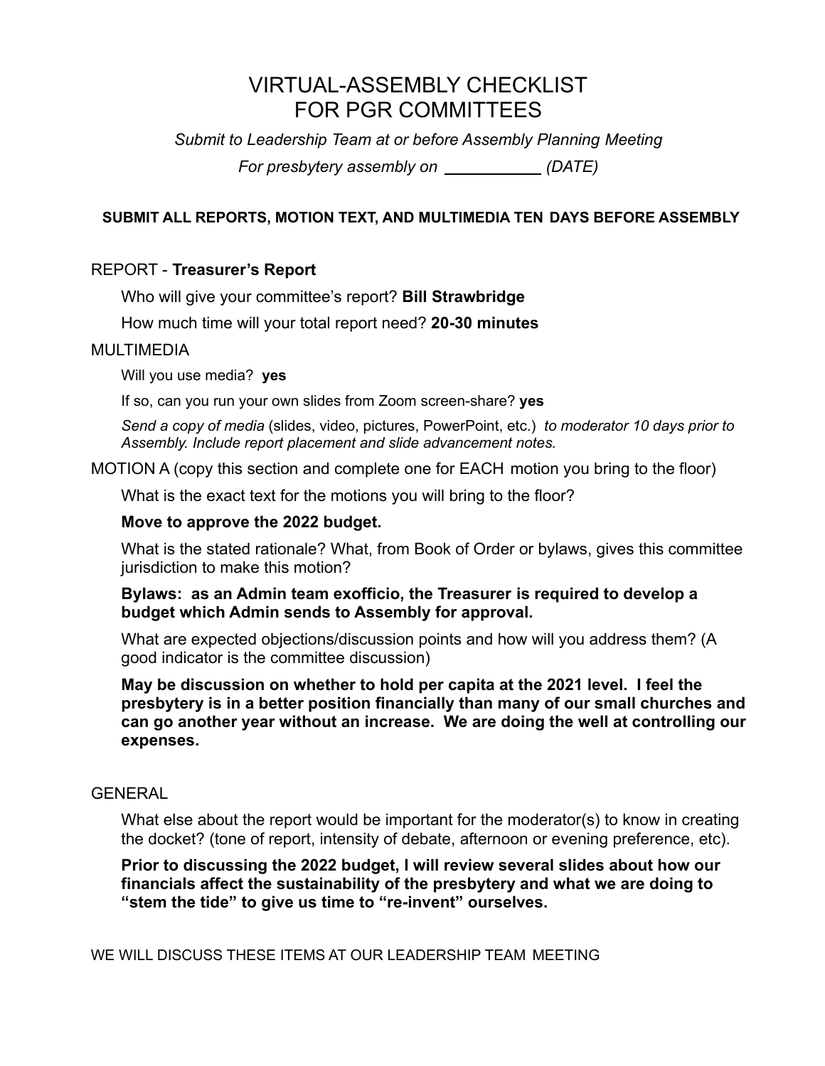# VIRTUAL-ASSEMBLY CHECKLIST
# FOR PGR COMMITTEES

*Submit to Leadership Team at or before Assembly Planning Meeting*

*For presbytery assembly on \_\_\_\_\_\_\_\_\_\_\_ (DATE)*

**SUBMIT ALL REPORTS, MOTION TEXT, AND MULTIMEDIA TEN DAYS BEFORE ASSEMBLY**

REPORT - **Treasurer's Report**

Who will give your committee's report? **Bill Strawbridge**

How much time will your total report need? **20-30 minutes**

MULTIMEDIA

Will you use media? **yes**

If so, can you run your own slides from Zoom screen-share? **yes**

*Send a copy of media* (slides, video, pictures, PowerPoint, etc.) *to moderator 10 days prior to Assembly. Include report placement and slide advancement notes.*

MOTION A (copy this section and complete one for EACH motion you bring to the floor)

What is the exact text for the motions you will bring to the floor?

**Move to approve the 2022 budget.**

What is the stated rationale? What, from Book of Order or bylaws, gives this committee jurisdiction to make this motion?

**Bylaws: as an Admin team exofficio, the Treasurer is required to develop a budget which Admin sends to Assembly for approval.**

What are expected objections/discussion points and how will you address them? (A good indicator is the committee discussion)

**May be discussion on whether to hold per capita at the 2021 level. I feel the presbytery is in a better position financially than many of our small churches and can go another year without an increase. We are doing the well at controlling our expenses.**

GENERAL

What else about the report would be important for the moderator(s) to know in creating the docket? (tone of report, intensity of debate, afternoon or evening preference, etc).

**Prior to discussing the 2022 budget, I will review several slides about how our financials affect the sustainability of the presbytery and what we are doing to "stem the tide" to give us time to "re-invent" ourselves.**

WE WILL DISCUSS THESE ITEMS AT OUR LEADERSHIP TEAM MEETING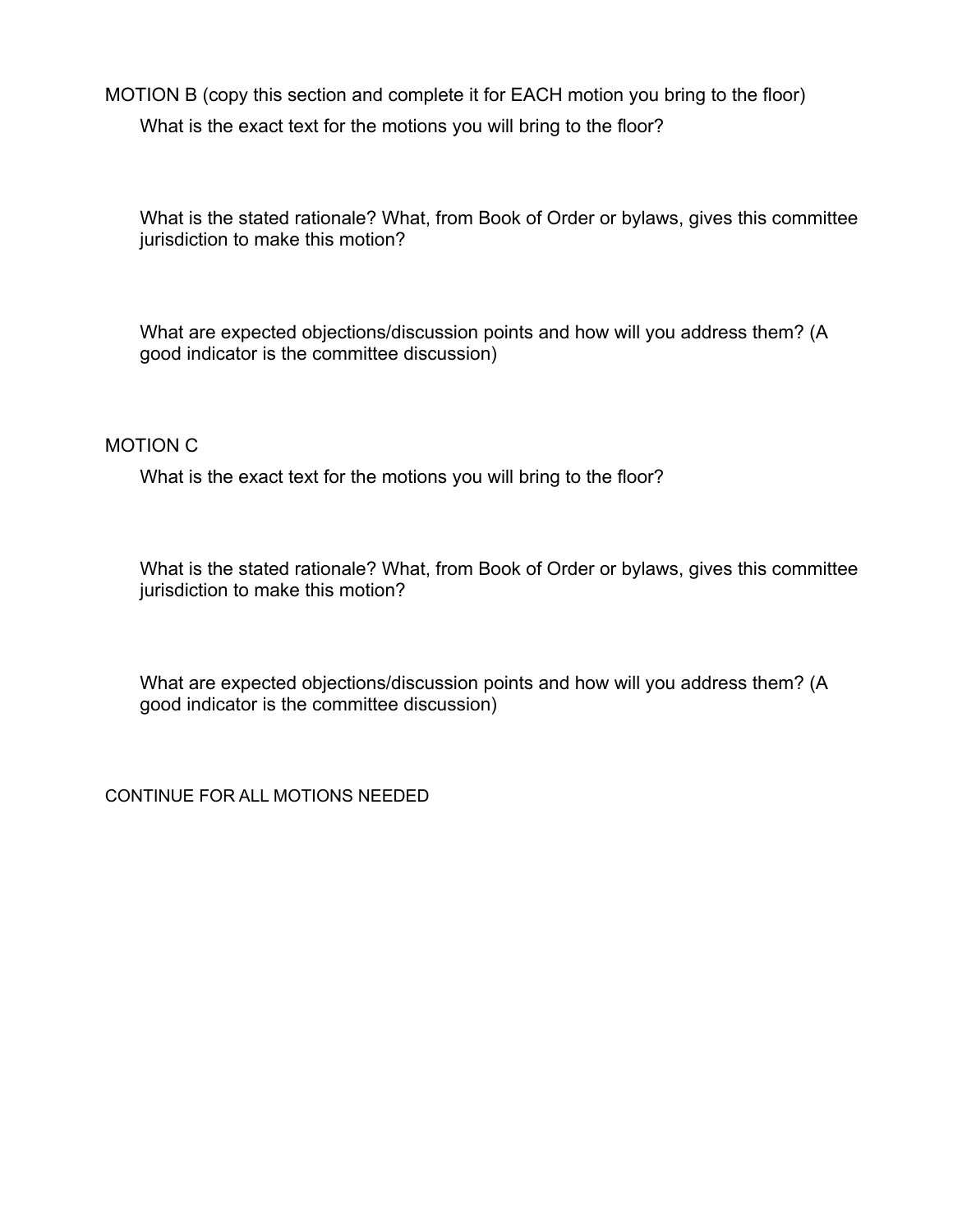MOTION B (copy this section and complete it for EACH motion you bring to the floor)

What is the exact text for the motions you will bring to the floor?

What is the stated rationale? What, from Book of Order or bylaws, gives this committee jurisdiction to make this motion?

What are expected objections/discussion points and how will you address them? (A good indicator is the committee discussion)

MOTION C

What is the exact text for the motions you will bring to the floor?

What is the stated rationale? What, from Book of Order or bylaws, gives this committee jurisdiction to make this motion?

What are expected objections/discussion points and how will you address them? (A good indicator is the committee discussion)

CONTINUE FOR ALL MOTIONS NEEDED